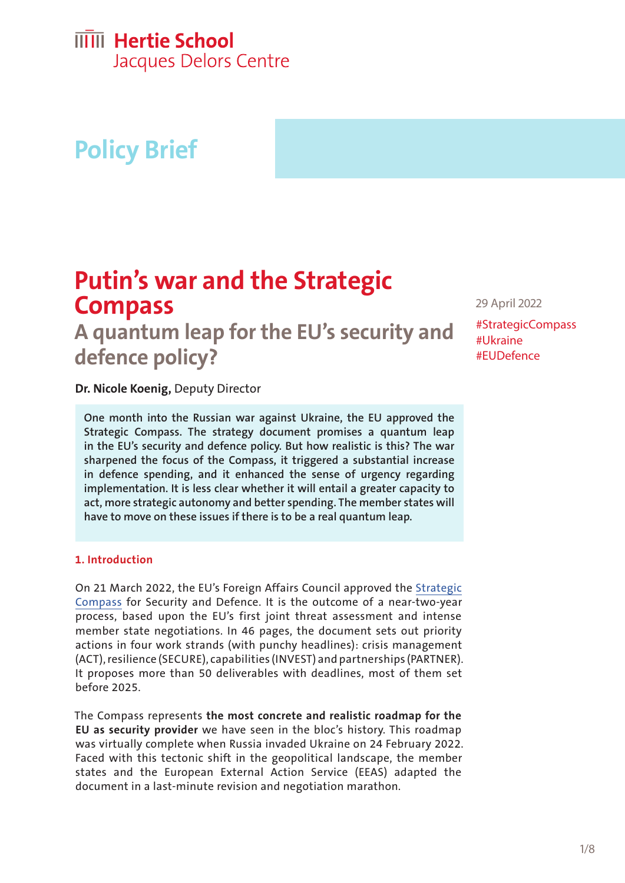Hertie School
Jacques Delors Centre

Policy Brief

# Putin's war and the Strategic Compass

## A quantum leap for the EU's security and defence policy?

29 April 2022

#StrategicCompass
#Ukraine
#EUDefence

**Dr. Nicole Koenig,** Deputy Director

**One month into the Russian war against Ukraine, the EU approved the Strategic Compass. The strategy document promises a quantum leap in the EU's security and defence policy. But how realistic is this? The war sharpened the focus of the Compass, it triggered a substantial increase in defence spending, and it enhanced the sense of urgency regarding implementation. It is less clear whether it will entail a greater capacity to act, more strategic autonomy and better spending. The member states will have to move on these issues if there is to be a real quantum leap.**

### 1. Introduction

On 21 March 2022, the EU's Foreign Affairs Council approved the Strategic Compass for Security and Defence. It is the outcome of a near-two-year process, based upon the EU's first joint threat assessment and intense member state negotiations. In 46 pages, the document sets out priority actions in four work strands (with punchy headlines): crisis management (ACT), resilience (SECURE), capabilities (INVEST) and partnerships (PARTNER). It proposes more than 50 deliverables with deadlines, most of them set before 2025.

The Compass represents **the most concrete and realistic roadmap for the EU as security provider** we have seen in the bloc's history. This roadmap was virtually complete when Russia invaded Ukraine on 24 February 2022. Faced with this tectonic shift in the geopolitical landscape, the member states and the European External Action Service (EEAS) adapted the document in a last-minute revision and negotiation marathon.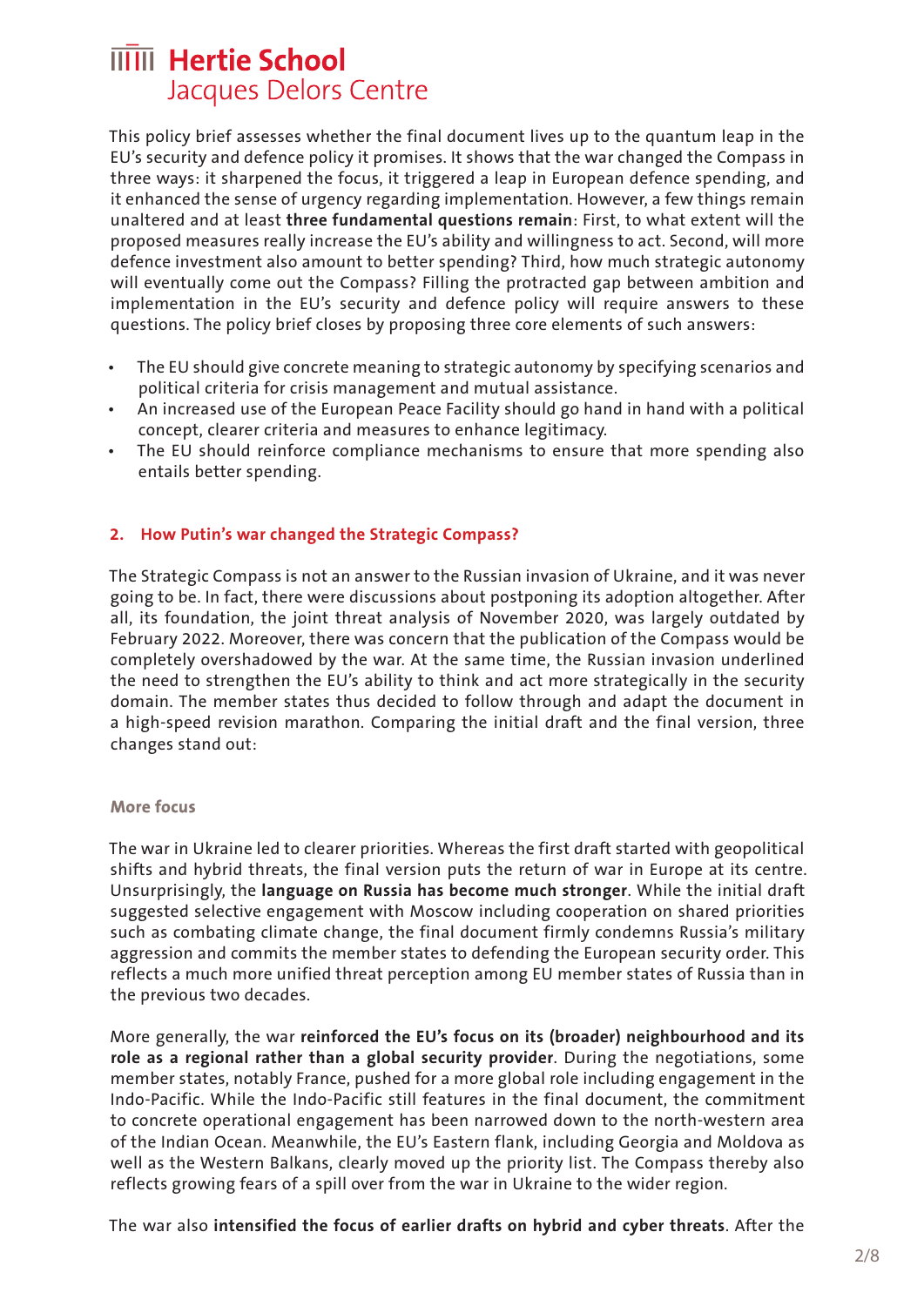This policy brief assesses whether the final document lives up to the quantum leap in the EU's security and defence policy it promises. It shows that the war changed the Compass in three ways: it sharpened the focus, it triggered a leap in European defence spending, and it enhanced the sense of urgency regarding implementation. However, a few things remain unaltered and at least **three fundamental questions remain**: First, to what extent will the proposed measures really increase the EU's ability and willingness to act. Second, will more defence investment also amount to better spending? Third, how much strategic autonomy will eventually come out the Compass? Filling the protracted gap between ambition and implementation in the EU's security and defence policy will require answers to these questions. The policy brief closes by proposing three core elements of such answers:

- The EU should give concrete meaning to strategic autonomy by specifying scenarios and political criteria for crisis management and mutual assistance.
- An increased use of the European Peace Facility should go hand in hand with a political concept, clearer criteria and measures to enhance legitimacy.
- The EU should reinforce compliance mechanisms to ensure that more spending also entails better spending.

## 2. How Putin's war changed the Strategic Compass?

The Strategic Compass is not an answer to the Russian invasion of Ukraine, and it was never going to be. In fact, there were discussions about postponing its adoption altogether. After all, its foundation, the joint threat analysis of November 2020, was largely outdated by February 2022. Moreover, there was concern that the publication of the Compass would be completely overshadowed by the war. At the same time, the Russian invasion underlined the need to strengthen the EU's ability to think and act more strategically in the security domain. The member states thus decided to follow through and adapt the document in a high-speed revision marathon. Comparing the initial draft and the final version, three changes stand out:

### More focus

The war in Ukraine led to clearer priorities. Whereas the first draft started with geopolitical shifts and hybrid threats, the final version puts the return of war in Europe at its centre. Unsurprisingly, the **language on Russia has become much stronger**. While the initial draft suggested selective engagement with Moscow including cooperation on shared priorities such as combating climate change, the final document firmly condemns Russia's military aggression and commits the member states to defending the European security order. This reflects a much more unified threat perception among EU member states of Russia than in the previous two decades.

More generally, the war **reinforced the EU's focus on its (broader) neighbourhood and its role as a regional rather than a global security provider**. During the negotiations, some member states, notably France, pushed for a more global role including engagement in the Indo-Pacific. While the Indo-Pacific still features in the final document, the commitment to concrete operational engagement has been narrowed down to the north-western area of the Indian Ocean. Meanwhile, the EU's Eastern flank, including Georgia and Moldova as well as the Western Balkans, clearly moved up the priority list. The Compass thereby also reflects growing fears of a spill over from the war in Ukraine to the wider region.

The war also **intensified the focus of earlier drafts on hybrid and cyber threats**. After the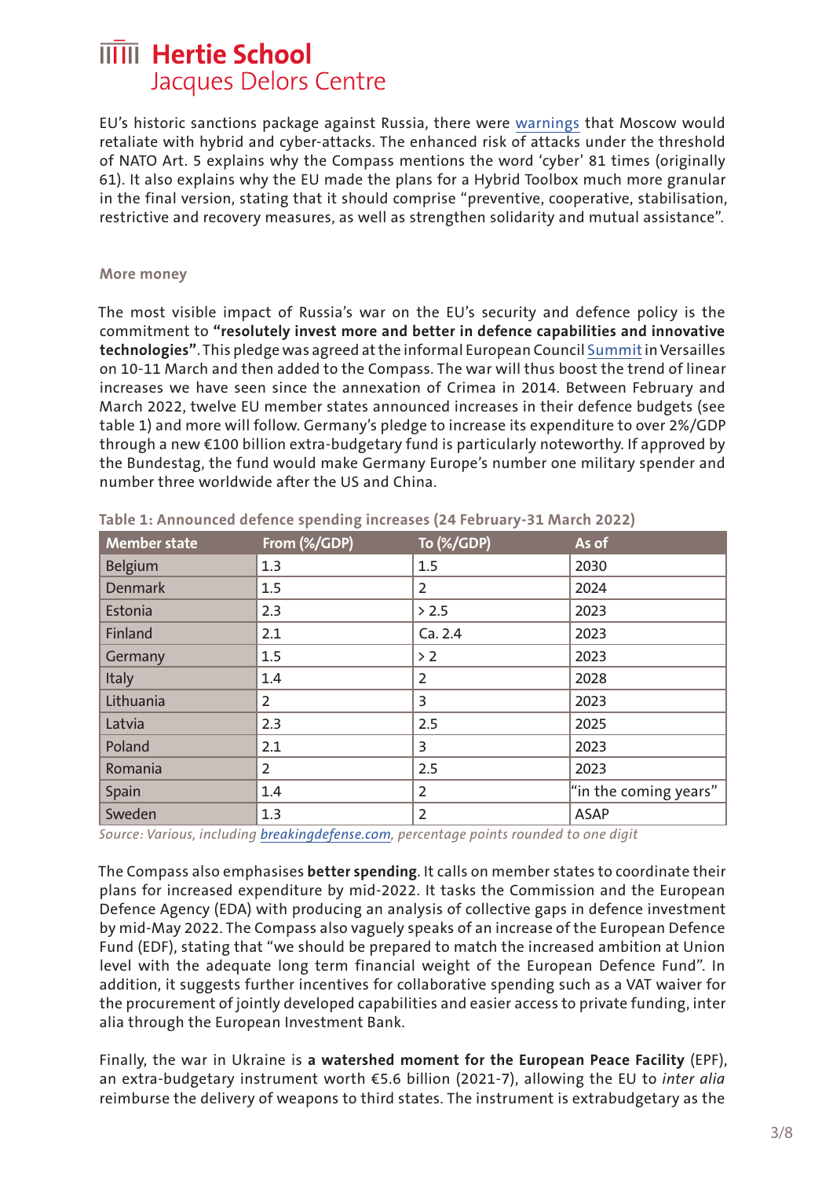EU's historic sanctions package against Russia, there were warnings that Moscow would retaliate with hybrid and cyber-attacks. The enhanced risk of attacks under the threshold of NATO Art. 5 explains why the Compass mentions the word 'cyber' 81 times (originally 61). It also explains why the EU made the plans for a Hybrid Toolbox much more granular in the final version, stating that it should comprise "preventive, cooperative, stabilisation, restrictive and recovery measures, as well as strengthen solidarity and mutual assistance".

#### More money

The most visible impact of Russia's war on the EU's security and defence policy is the commitment to **"resolutely invest more and better in defence capabilities and innovative technologies"**. This pledge was agreed at the informal European Council Summit in Versailles on 10-11 March and then added to the Compass. The war will thus boost the trend of linear increases we have seen since the annexation of Crimea in 2014. Between February and March 2022, twelve EU member states announced increases in their defence budgets (see table 1) and more will follow. Germany's pledge to increase its expenditure to over 2%/GDP through a new €100 billion extra-budgetary fund is particularly noteworthy. If approved by the Bundestag, the fund would make Germany Europe's number one military spender and number three worldwide after the US and China.

**Table 1: Announced defence spending increases (24 February-31 March 2022)**

| Member state | From (%/GDP) | To (%/GDP) | As of |
|---|---|---|---|
| Belgium | 1.3 | 1.5 | 2030 |
| Denmark | 1.5 | 2 | 2024 |
| Estonia | 2.3 | > 2.5 | 2023 |
| Finland | 2.1 | Ca. 2.4 | 2023 |
| Germany | 1.5 | > 2 | 2023 |
| Italy | 1.4 | 2 | 2028 |
| Lithuania | 2 | 3 | 2023 |
| Latvia | 2.3 | 2.5 | 2025 |
| Poland | 2.1 | 3 | 2023 |
| Romania | 2 | 2.5 | 2023 |
| Spain | 1.4 | 2 | "in the coming years" |
| Sweden | 1.3 | 2 | ASAP |

*Source: Various, including breakingdefense.com, percentage points rounded to one digit*

The Compass also emphasises **better spending**. It calls on member states to coordinate their plans for increased expenditure by mid-2022. It tasks the Commission and the European Defence Agency (EDA) with producing an analysis of collective gaps in defence investment by mid-May 2022. The Compass also vaguely speaks of an increase of the European Defence Fund (EDF), stating that "we should be prepared to match the increased ambition at Union level with the adequate long term financial weight of the European Defence Fund". In addition, it suggests further incentives for collaborative spending such as a VAT waiver for the procurement of jointly developed capabilities and easier access to private funding, inter alia through the European Investment Bank.

Finally, the war in Ukraine is **a watershed moment for the European Peace Facility** (EPF), an extra-budgetary instrument worth €5.6 billion (2021-7), allowing the EU to *inter alia* reimburse the delivery of weapons to third states. The instrument is extrabudgetary as the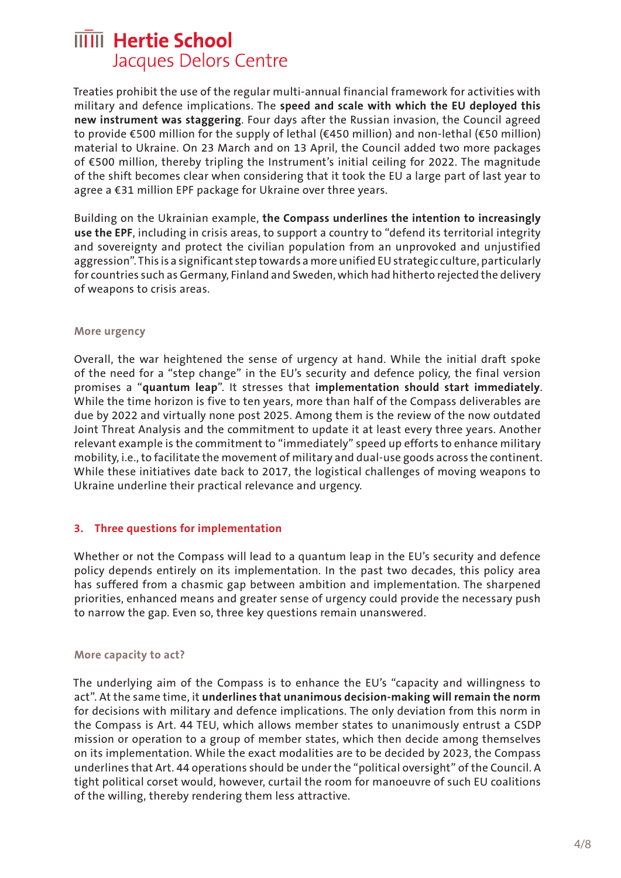Treaties prohibit the use of the regular multi-annual financial framework for activities with military and defence implications. The **speed and scale with which the EU deployed this new instrument was staggering**. Four days after the Russian invasion, the Council agreed to provide €500 million for the supply of lethal (€450 million) and non-lethal (€50 million) material to Ukraine. On 23 March and on 13 April, the Council added two more packages of €500 million, thereby tripling the Instrument's initial ceiling for 2022. The magnitude of the shift becomes clear when considering that it took the EU a large part of last year to agree a €31 million EPF package for Ukraine over three years.

Building on the Ukrainian example, **the Compass underlines the intention to increasingly use the EPF**, including in crisis areas, to support a country to "defend its territorial integrity and sovereignty and protect the civilian population from an unprovoked and unjustified aggression". This is a significant step towards a more unified EU strategic culture, particularly for countries such as Germany, Finland and Sweden, which had hitherto rejected the delivery of weapons to crisis areas.

### More urgency

Overall, the war heightened the sense of urgency at hand. While the initial draft spoke of the need for a "step change" in the EU's security and defence policy, the final version promises a "**quantum leap**". It stresses that **implementation should start immediately**. While the time horizon is five to ten years, more than half of the Compass deliverables are due by 2022 and virtually none post 2025. Among them is the review of the now outdated Joint Threat Analysis and the commitment to update it at least every three years. Another relevant example is the commitment to "immediately" speed up efforts to enhance military mobility, i.e., to facilitate the movement of military and dual-use goods across the continent. While these initiatives date back to 2017, the logistical challenges of moving weapons to Ukraine underline their practical relevance and urgency.

## 3. Three questions for implementation

Whether or not the Compass will lead to a quantum leap in the EU's security and defence policy depends entirely on its implementation. In the past two decades, this policy area has suffered from a chasmic gap between ambition and implementation. The sharpened priorities, enhanced means and greater sense of urgency could provide the necessary push to narrow the gap. Even so, three key questions remain unanswered.

### More capacity to act?

The underlying aim of the Compass is to enhance the EU's "capacity and willingness to act". At the same time, it **underlines that unanimous decision-making will remain the norm** for decisions with military and defence implications. The only deviation from this norm in the Compass is Art. 44 TEU, which allows member states to unanimously entrust a CSDP mission or operation to a group of member states, which then decide among themselves on its implementation. While the exact modalities are to be decided by 2023, the Compass underlines that Art. 44 operations should be under the "political oversight" of the Council. A tight political corset would, however, curtail the room for manoeuvre of such EU coalitions of the willing, thereby rendering them less attractive.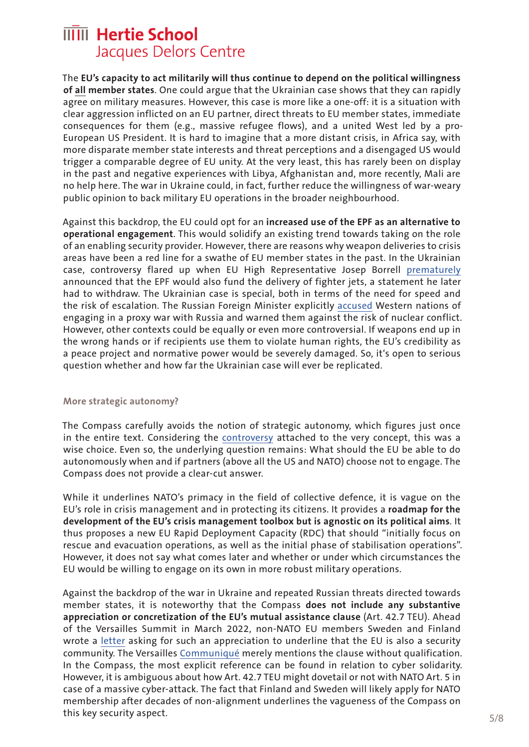The **EU's capacity to act militarily will thus continue to depend on the political willingness of all member states**. One could argue that the Ukrainian case shows that they can rapidly agree on military measures. However, this case is more like a one-off: it is a situation with clear aggression inflicted on an EU partner, direct threats to EU member states, immediate consequences for them (e.g., massive refugee flows), and a united West led by a pro-European US President. It is hard to imagine that a more distant crisis, in Africa say, with more disparate member state interests and threat perceptions and a disengaged US would trigger a comparable degree of EU unity. At the very least, this has rarely been on display in the past and negative experiences with Libya, Afghanistan and, more recently, Mali are no help here. The war in Ukraine could, in fact, further reduce the willingness of war-weary public opinion to back military EU operations in the broader neighbourhood.

Against this backdrop, the EU could opt for an **increased use of the EPF as an alternative to operational engagement**. This would solidify an existing trend towards taking on the role of an enabling security provider. However, there are reasons why weapon deliveries to crisis areas have been a red line for a swathe of EU member states in the past. In the Ukrainian case, controversy flared up when EU High Representative Josep Borrell prematurely announced that the EPF would also fund the delivery of fighter jets, a statement he later had to withdraw. The Ukrainian case is special, both in terms of the need for speed and the risk of escalation. The Russian Foreign Minister explicitly accused Western nations of engaging in a proxy war with Russia and warned them against the risk of nuclear conflict. However, other contexts could be equally or even more controversial. If weapons end up in the wrong hands or if recipients use them to violate human rights, the EU's credibility as a peace project and normative power would be severely damaged. So, it's open to serious question whether and how far the Ukrainian case will ever be replicated.

### More strategic autonomy?

The Compass carefully avoids the notion of strategic autonomy, which figures just once in the entire text. Considering the controversy attached to the very concept, this was a wise choice. Even so, the underlying question remains: What should the EU be able to do autonomously when and if partners (above all the US and NATO) choose not to engage. The Compass does not provide a clear-cut answer.

While it underlines NATO's primacy in the field of collective defence, it is vague on the EU's role in crisis management and in protecting its citizens. It provides a **roadmap for the development of the EU's crisis management toolbox but is agnostic on its political aims**. It thus proposes a new EU Rapid Deployment Capacity (RDC) that should "initially focus on rescue and evacuation operations, as well as the initial phase of stabilisation operations". However, it does not say what comes later and whether or under which circumstances the EU would be willing to engage on its own in more robust military operations.

Against the backdrop of the war in Ukraine and repeated Russian threats directed towards member states, it is noteworthy that the Compass **does not include any substantive appreciation or concretization of the EU's mutual assistance clause** (Art. 42.7 TEU). Ahead of the Versailles Summit in March 2022, non-NATO EU members Sweden and Finland wrote a letter asking for such an appreciation to underline that the EU is also a security community. The Versailles Communiqué merely mentions the clause without qualification. In the Compass, the most explicit reference can be found in relation to cyber solidarity. However, it is ambiguous about how Art. 42.7 TEU might dovetail or not with NATO Art. 5 in case of a massive cyber-attack. The fact that Finland and Sweden will likely apply for NATO membership after decades of non-alignment underlines the vagueness of the Compass on this key security aspect.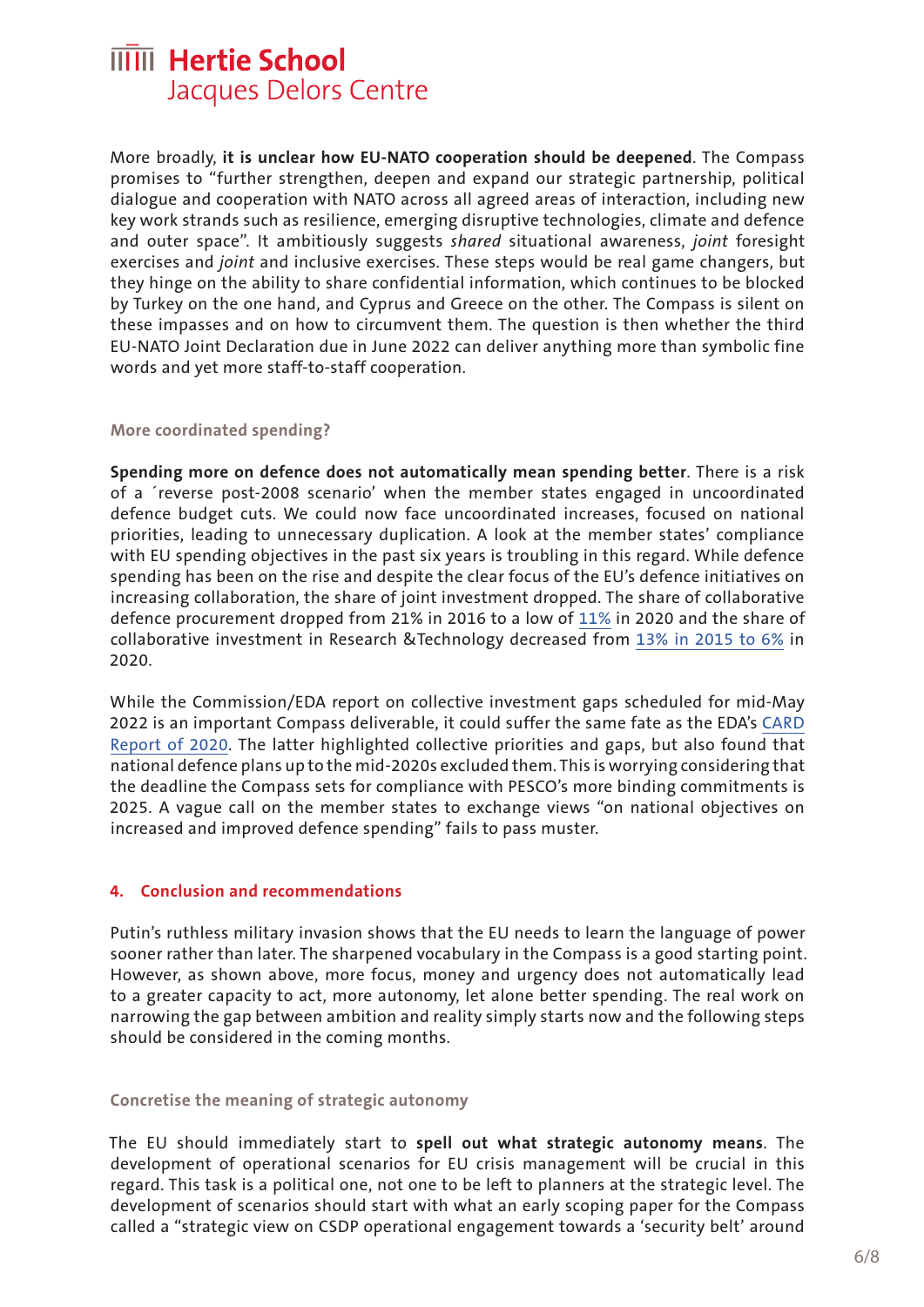More broadly, **it is unclear how EU-NATO cooperation should be deepened**. The Compass promises to "further strengthen, deepen and expand our strategic partnership, political dialogue and cooperation with NATO across all agreed areas of interaction, including new key work strands such as resilience, emerging disruptive technologies, climate and defence and outer space". It ambitiously suggests *shared* situational awareness, *joint* foresight exercises and *joint* and inclusive exercises. These steps would be real game changers, but they hinge on the ability to share confidential information, which continues to be blocked by Turkey on the one hand, and Cyprus and Greece on the other. The Compass is silent on these impasses and on how to circumvent them. The question is then whether the third EU-NATO Joint Declaration due in June 2022 can deliver anything more than symbolic fine words and yet more staff-to-staff cooperation.

### More coordinated spending?

**Spending more on defence does not automatically mean spending better**. There is a risk of a ´reverse post-2008 scenario' when the member states engaged in uncoordinated defence budget cuts. We could now face uncoordinated increases, focused on national priorities, leading to unnecessary duplication. A look at the member states' compliance with EU spending objectives in the past six years is troubling in this regard. While defence spending has been on the rise and despite the clear focus of the EU's defence initiatives on increasing collaboration, the share of joint investment dropped. The share of collaborative defence procurement dropped from 21% in 2016 to a low of 11% in 2020 and the share of collaborative investment in Research &Technology decreased from 13% in 2015 to 6% in 2020.

While the Commission/EDA report on collective investment gaps scheduled for mid-May 2022 is an important Compass deliverable, it could suffer the same fate as the EDA's CARD Report of 2020. The latter highlighted collective priorities and gaps, but also found that national defence plans up to the mid-2020s excluded them. This is worrying considering that the deadline the Compass sets for compliance with PESCO's more binding commitments is 2025. A vague call on the member states to exchange views "on national objectives on increased and improved defence spending" fails to pass muster.

## 4. Conclusion and recommendations

Putin's ruthless military invasion shows that the EU needs to learn the language of power sooner rather than later. The sharpened vocabulary in the Compass is a good starting point. However, as shown above, more focus, money and urgency does not automatically lead to a greater capacity to act, more autonomy, let alone better spending. The real work on narrowing the gap between ambition and reality simply starts now and the following steps should be considered in the coming months.

### Concretise the meaning of strategic autonomy

The EU should immediately start to **spell out what strategic autonomy means**. The development of operational scenarios for EU crisis management will be crucial in this regard. This task is a political one, not one to be left to planners at the strategic level. The development of scenarios should start with what an early scoping paper for the Compass called a "strategic view on CSDP operational engagement towards a 'security belt' around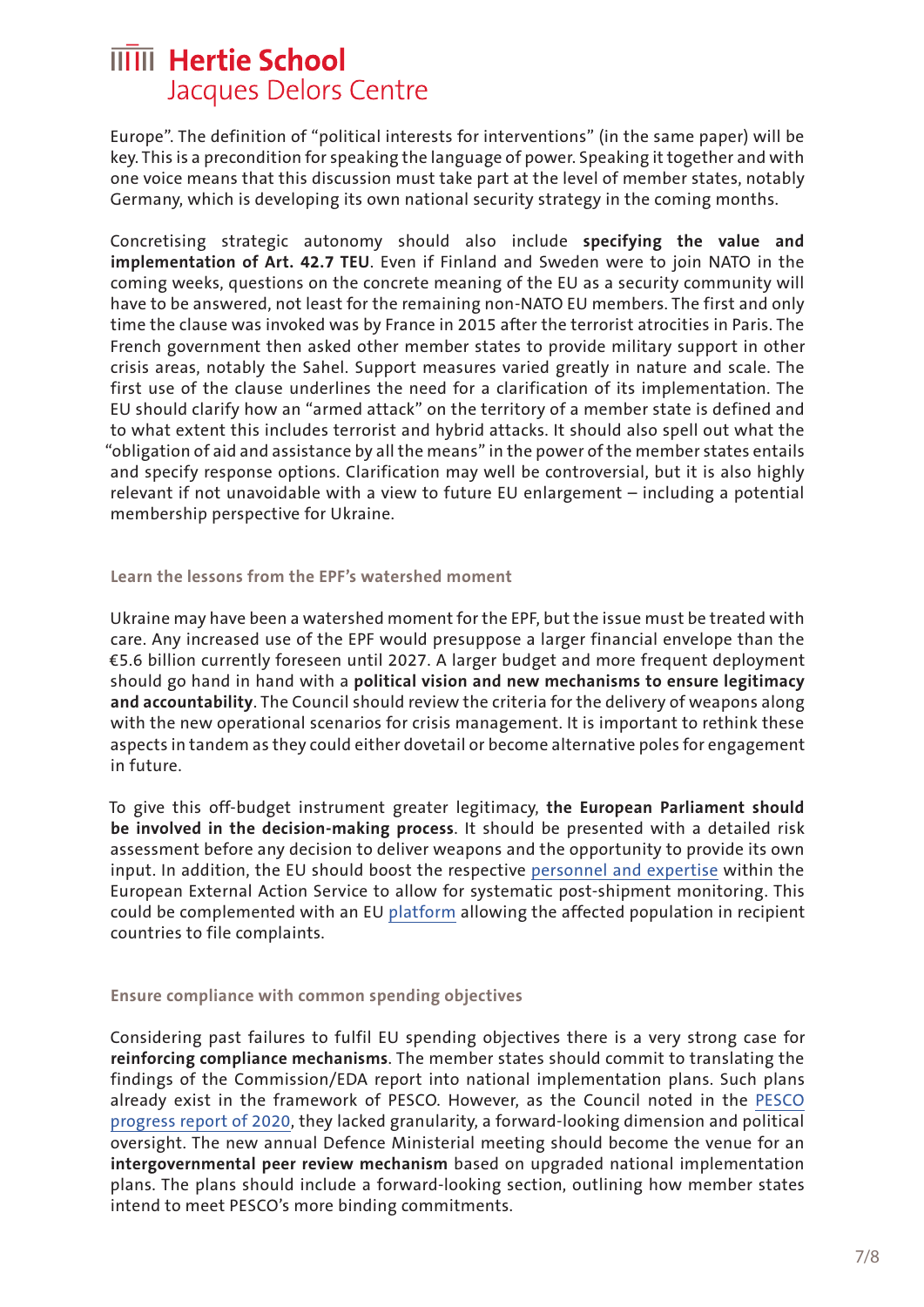Europe". The definition of "political interests for interventions" (in the same paper) will be key. This is a precondition for speaking the language of power. Speaking it together and with one voice means that this discussion must take part at the level of member states, notably Germany, which is developing its own national security strategy in the coming months.

Concretising strategic autonomy should also include **specifying the value and implementation of Art. 42.7 TEU**. Even if Finland and Sweden were to join NATO in the coming weeks, questions on the concrete meaning of the EU as a security community will have to be answered, not least for the remaining non-NATO EU members. The first and only time the clause was invoked was by France in 2015 after the terrorist atrocities in Paris. The French government then asked other member states to provide military support in other crisis areas, notably the Sahel. Support measures varied greatly in nature and scale. The first use of the clause underlines the need for a clarification of its implementation. The EU should clarify how an "armed attack" on the territory of a member state is defined and to what extent this includes terrorist and hybrid attacks. It should also spell out what the "obligation of aid and assistance by all the means" in the power of the member states entails and specify response options. Clarification may well be controversial, but it is also highly relevant if not unavoidable with a view to future EU enlargement – including a potential membership perspective for Ukraine.

### Learn the lessons from the EPF's watershed moment

Ukraine may have been a watershed moment for the EPF, but the issue must be treated with care. Any increased use of the EPF would presuppose a larger financial envelope than the €5.6 billion currently foreseen until 2027. A larger budget and more frequent deployment should go hand in hand with a **political vision and new mechanisms to ensure legitimacy and accountability**. The Council should review the criteria for the delivery of weapons along with the new operational scenarios for crisis management. It is important to rethink these aspects in tandem as they could either dovetail or become alternative poles for engagement in future.

To give this off-budget instrument greater legitimacy, **the European Parliament should be involved in the decision-making process**. It should be presented with a detailed risk assessment before any decision to deliver weapons and the opportunity to provide its own input. In addition, the EU should boost the respective personnel and expertise within the European External Action Service to allow for systematic post-shipment monitoring. This could be complemented with an EU platform allowing the affected population in recipient countries to file complaints.

### Ensure compliance with common spending objectives

Considering past failures to fulfil EU spending objectives there is a very strong case for **reinforcing compliance mechanisms**. The member states should commit to translating the findings of the Commission/EDA report into national implementation plans. Such plans already exist in the framework of PESCO. However, as the Council noted in the PESCO progress report of 2020, they lacked granularity, a forward-looking dimension and political oversight. The new annual Defence Ministerial meeting should become the venue for an **intergovernmental peer review mechanism** based on upgraded national implementation plans. The plans should include a forward-looking section, outlining how member states intend to meet PESCO's more binding commitments.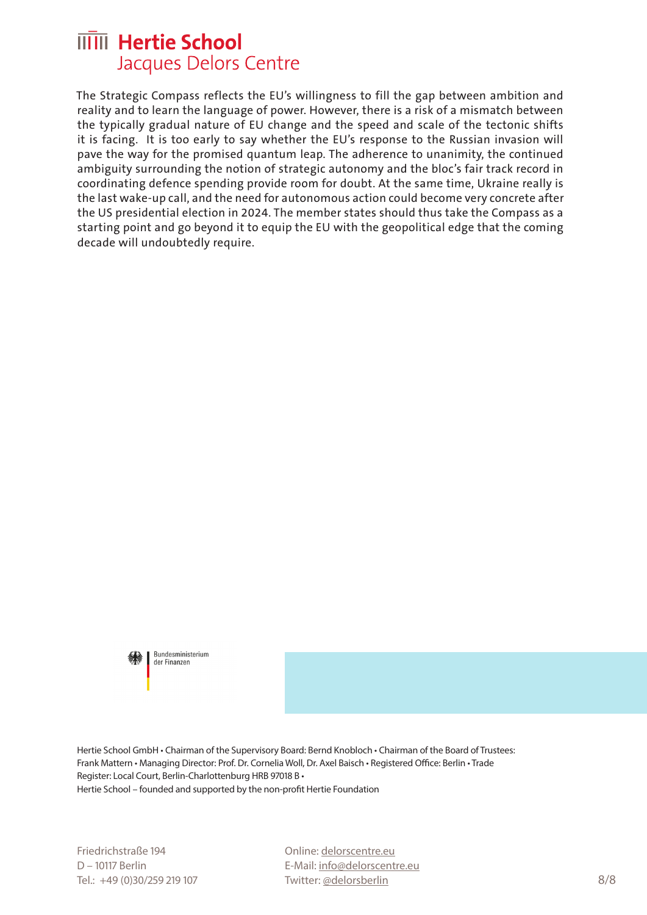The Strategic Compass reflects the EU's willingness to fill the gap between ambition and reality and to learn the language of power. However, there is a risk of a mismatch between the typically gradual nature of EU change and the speed and scale of the tectonic shifts it is facing. It is too early to say whether the EU's response to the Russian invasion will pave the way for the promised quantum leap. The adherence to unanimity, the continued ambiguity surrounding the notion of strategic autonomy and the bloc's fair track record in coordinating defence spending provide room for doubt. At the same time, Ukraine really is the last wake-up call, and the need for autonomous action could become very concrete after the US presidential election in 2024. The member states should thus take the Compass as a starting point and go beyond it to equip the EU with the geopolitical edge that the coming decade will undoubtedly require.

Bundesministerium der Finanzen

Hertie School GmbH • Chairman of the Supervisory Board: Bernd Knobloch • Chairman of the Board of Trustees: Frank Mattern • Managing Director: Prof. Dr. Cornelia Woll, Dr. Axel Baisch • Registered Office: Berlin • Trade Register: Local Court, Berlin-Charlottenburg HRB 97018 B •
Hertie School – founded and supported by the non-profit Hertie Foundation

Friedrichstraße 194
D – 10117 Berlin
Tel.: +49 (0)30/259 219 107

Online: delorscentre.eu
E-Mail: info@delorscentre.eu
Twitter: @delorsberlin